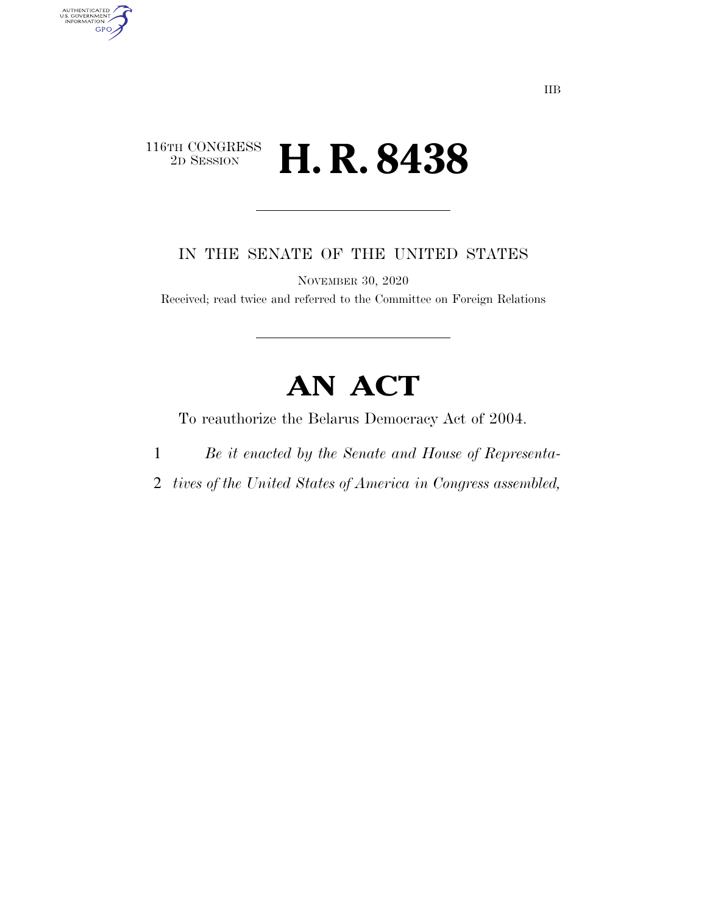IIB

116TH CONGRESS
2D SESSION

# H. R. 8438

IN THE SENATE OF THE UNITED STATES

NOVEMBER 30, 2020

Received; read twice and referred to the Committee on Foreign Relations

# AN ACT

To reauthorize the Belarus Democracy Act of 2004.

1 *Be it enacted by the Senate and House of Representa-*
2 *tives of the United States of America in Congress assembled,*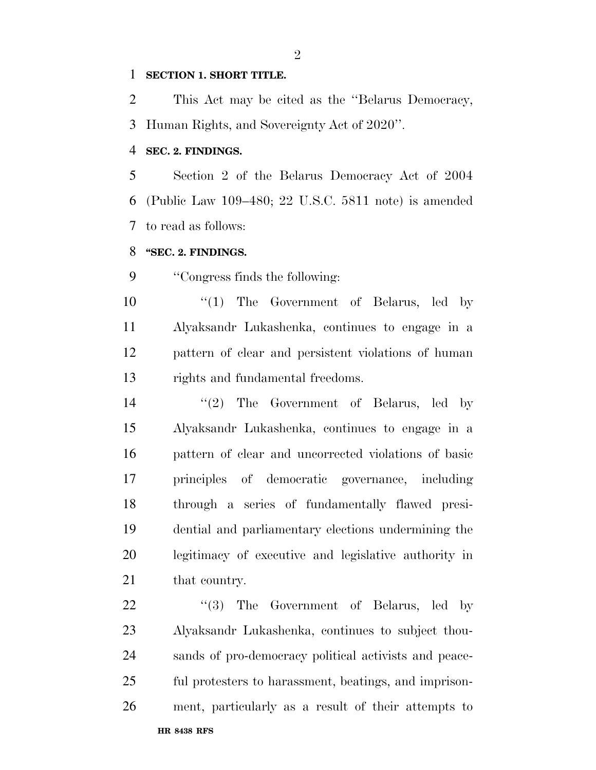**SECTION 1. SHORT TITLE.**

This Act may be cited as the ''Belarus Democracy, Human Rights, and Sovereignty Act of 2020''.

**SEC. 2. FINDINGS.**

Section 2 of the Belarus Democracy Act of 2004 (Public Law 109–480; 22 U.S.C. 5811 note) is amended to read as follows:

**''SEC. 2. FINDINGS.**

''Congress finds the following:

''(1) The Government of Belarus, led by Alyaksandr Lukashenka, continues to engage in a pattern of clear and persistent violations of human rights and fundamental freedoms.

''(2) The Government of Belarus, led by Alyaksandr Lukashenka, continues to engage in a pattern of clear and uncorrected violations of basic principles of democratic governance, including through a series of fundamentally flawed presidential and parliamentary elections undermining the legitimacy of executive and legislative authority in that country.

''(3) The Government of Belarus, led by Alyaksandr Lukashenka, continues to subject thousands of pro-democracy political activists and peaceful protesters to harassment, beatings, and imprisonment, particularly as a result of their attempts to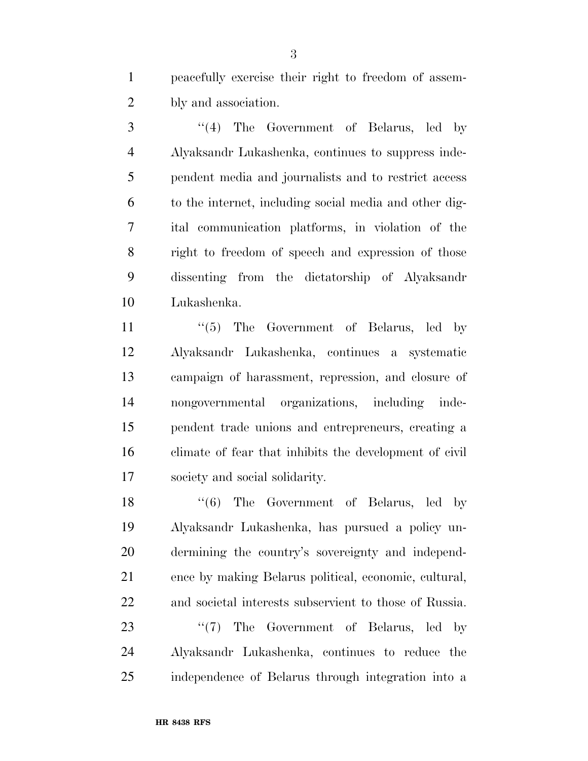peacefully exercise their right to freedom of assembly and association.

''(4) The Government of Belarus, led by Alyaksandr Lukashenka, continues to suppress independent media and journalists and to restrict access to the internet, including social media and other digital communication platforms, in violation of the right to freedom of speech and expression of those dissenting from the dictatorship of Alyaksandr Lukashenka.

''(5) The Government of Belarus, led by Alyaksandr Lukashenka, continues a systematic campaign of harassment, repression, and closure of nongovernmental organizations, including independent trade unions and entrepreneurs, creating a climate of fear that inhibits the development of civil society and social solidarity.

''(6) The Government of Belarus, led by Alyaksandr Lukashenka, has pursued a policy undermining the country's sovereignty and independence by making Belarus political, economic, cultural, and societal interests subservient to those of Russia.

''(7) The Government of Belarus, led by Alyaksandr Lukashenka, continues to reduce the independence of Belarus through integration into a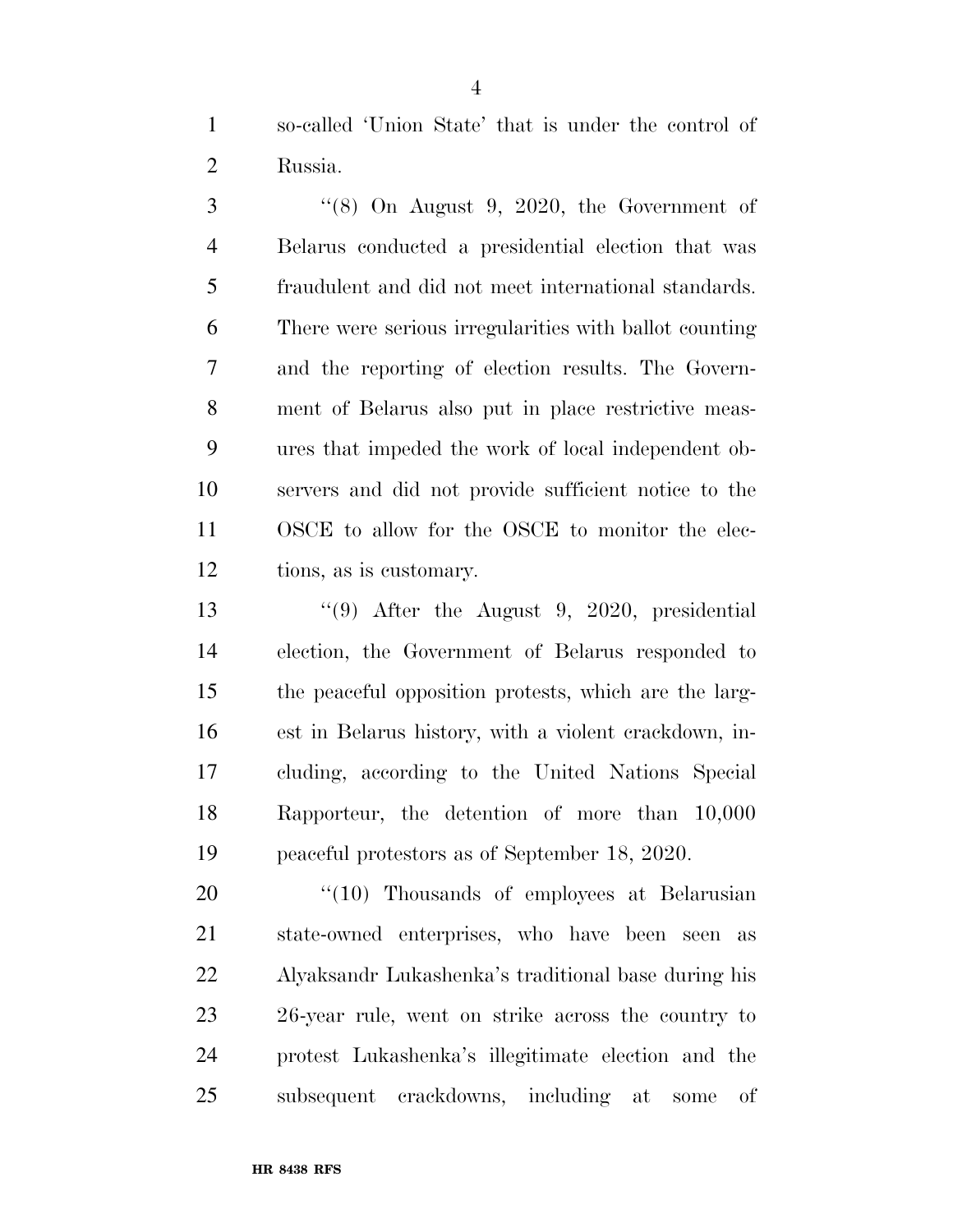so-called 'Union State' that is under the control of Russia.

"(8) On August 9, 2020, the Government of Belarus conducted a presidential election that was fraudulent and did not meet international standards. There were serious irregularities with ballot counting and the reporting of election results. The Government of Belarus also put in place restrictive measures that impeded the work of local independent observers and did not provide sufficient notice to the OSCE to allow for the OSCE to monitor the elections, as is customary.

"(9) After the August 9, 2020, presidential election, the Government of Belarus responded to the peaceful opposition protests, which are the largest in Belarus history, with a violent crackdown, including, according to the United Nations Special Rapporteur, the detention of more than 10,000 peaceful protestors as of September 18, 2020.

"(10) Thousands of employees at Belarusian state-owned enterprises, who have been seen as Alyaksandr Lukashenka's traditional base during his 26-year rule, went on strike across the country to protest Lukashenka's illegitimate election and the subsequent crackdowns, including at some of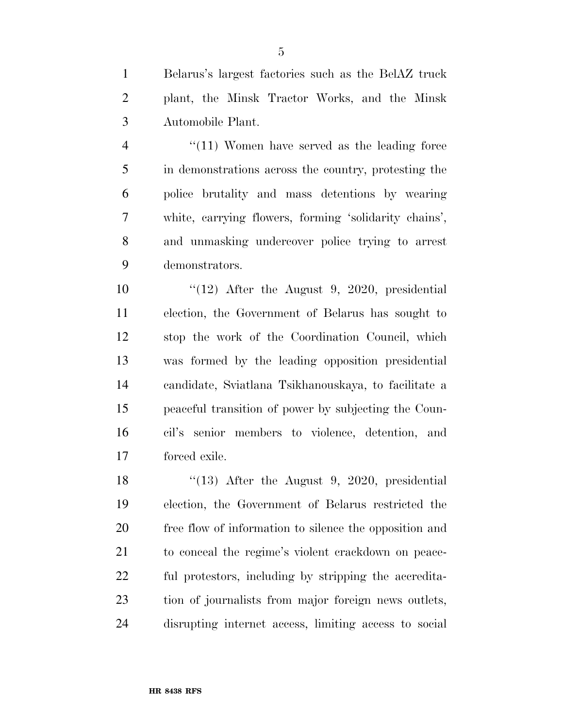Belarus's largest factories such as the BelAZ truck plant, the Minsk Tractor Works, and the Minsk Automobile Plant.

"(11) Women have served as the leading force in demonstrations across the country, protesting the police brutality and mass detentions by wearing white, carrying flowers, forming 'solidarity chains', and unmasking undercover police trying to arrest demonstrators.

"(12) After the August 9, 2020, presidential election, the Government of Belarus has sought to stop the work of the Coordination Council, which was formed by the leading opposition presidential candidate, Sviatlana Tsikhanouskaya, to facilitate a peaceful transition of power by subjecting the Council's senior members to violence, detention, and forced exile.

"(13) After the August 9, 2020, presidential election, the Government of Belarus restricted the free flow of information to silence the opposition and to conceal the regime's violent crackdown on peaceful protestors, including by stripping the accreditation of journalists from major foreign news outlets, disrupting internet access, limiting access to social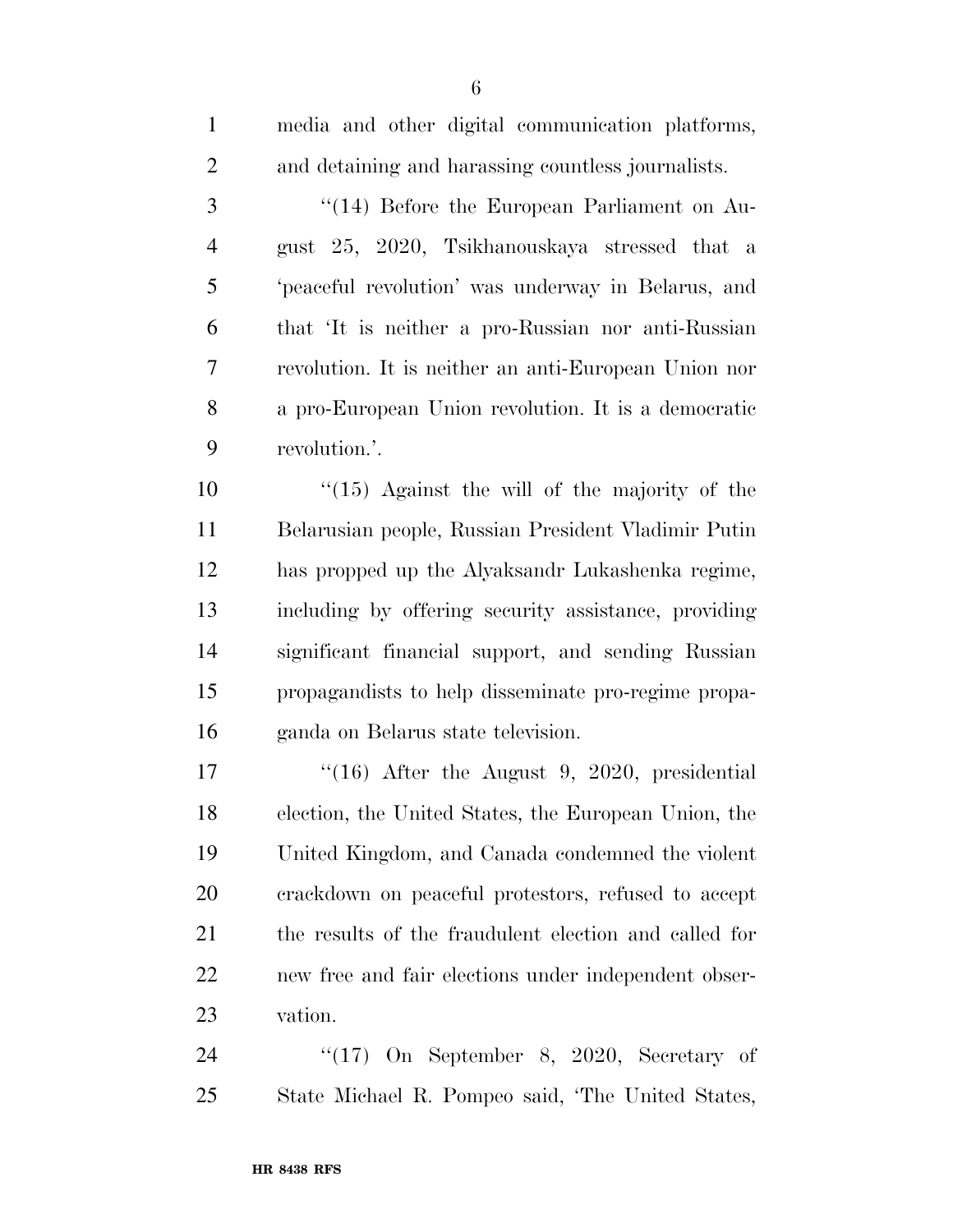media and other digital communication platforms, and detaining and harassing countless journalists.

''(14) Before the European Parliament on August 25, 2020, Tsikhanouskaya stressed that a 'peaceful revolution' was underway in Belarus, and that 'It is neither a pro-Russian nor anti-Russian revolution. It is neither an anti-European Union nor a pro-European Union revolution. It is a democratic revolution.'.

''(15) Against the will of the majority of the Belarusian people, Russian President Vladimir Putin has propped up the Alyaksandr Lukashenka regime, including by offering security assistance, providing significant financial support, and sending Russian propagandists to help disseminate pro-regime propaganda on Belarus state television.

''(16) After the August 9, 2020, presidential election, the United States, the European Union, the United Kingdom, and Canada condemned the violent crackdown on peaceful protestors, refused to accept the results of the fraudulent election and called for new free and fair elections under independent observation.

''(17) On September 8, 2020, Secretary of State Michael R. Pompeo said, 'The United States,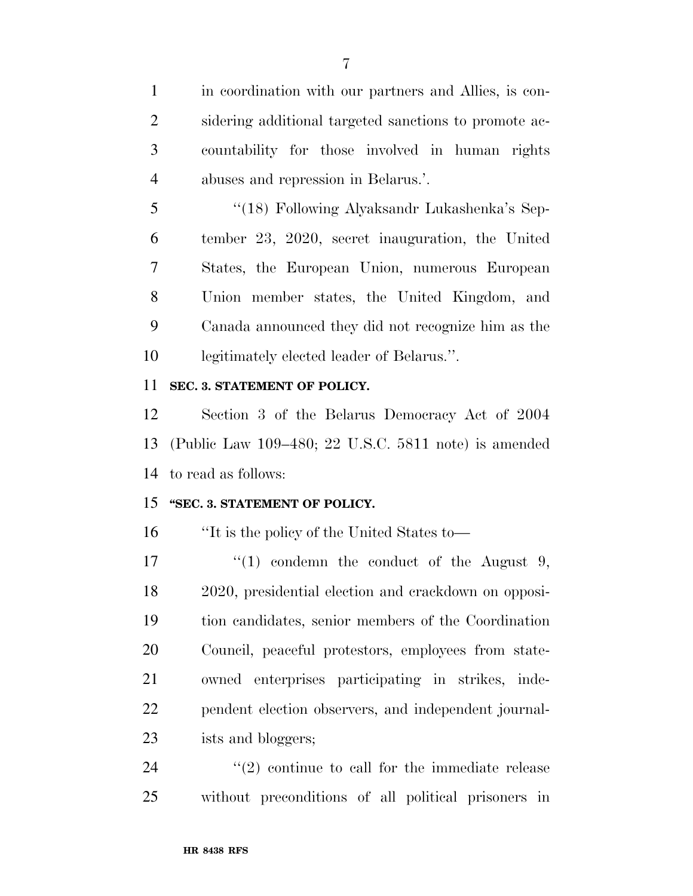in coordination with our partners and Allies, is considering additional targeted sanctions to promote accountability for those involved in human rights abuses and repression in Belarus.'.

"(18) Following Alyaksandr Lukashenka's September 23, 2020, secret inauguration, the United States, the European Union, numerous European Union member states, the United Kingdom, and Canada announced they did not recognize him as the legitimately elected leader of Belarus.".

**SEC. 3. STATEMENT OF POLICY.**

Section 3 of the Belarus Democracy Act of 2004 (Public Law 109–480; 22 U.S.C. 5811 note) is amended to read as follows:

**"SEC. 3. STATEMENT OF POLICY.**

"It is the policy of the United States to—

"(1) condemn the conduct of the August 9, 2020, presidential election and crackdown on opposition candidates, senior members of the Coordination Council, peaceful protestors, employees from state-owned enterprises participating in strikes, independent election observers, and independent journalists and bloggers;

"(2) continue to call for the immediate release without preconditions of all political prisoners in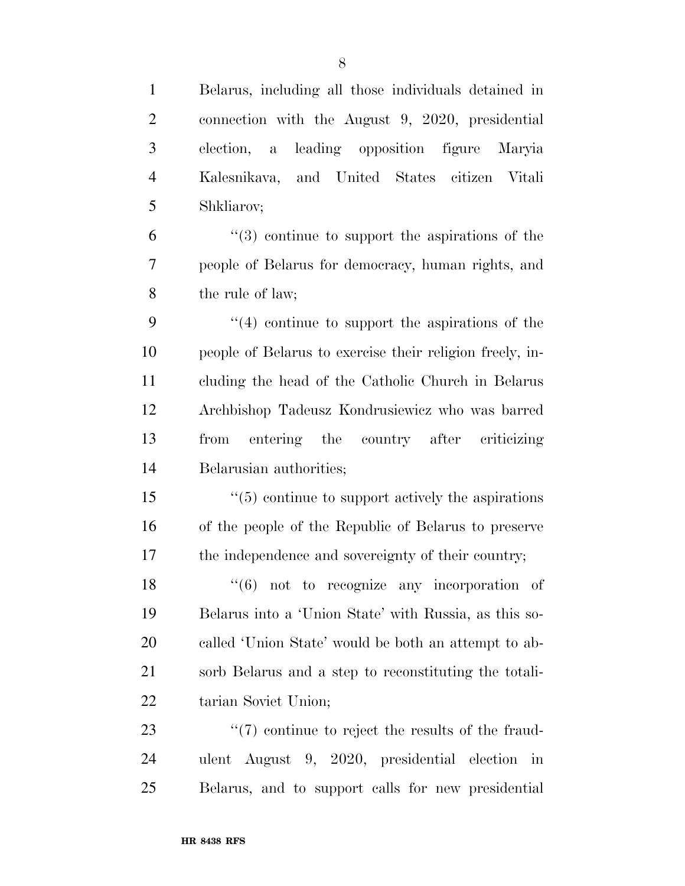Belarus, including all those individuals detained in connection with the August 9, 2020, presidential election, a leading opposition figure Maryia Kalesnikava, and United States citizen Vitali Shkliarov;

"(3) continue to support the aspirations of the people of Belarus for democracy, human rights, and the rule of law;

"(4) continue to support the aspirations of the people of Belarus to exercise their religion freely, including the head of the Catholic Church in Belarus Archbishop Tadeusz Kondrusiewicz who was barred from entering the country after criticizing Belarusian authorities;

"(5) continue to support actively the aspirations of the people of the Republic of Belarus to preserve the independence and sovereignty of their country;

"(6) not to recognize any incorporation of Belarus into a 'Union State' with Russia, as this so-called 'Union State' would be both an attempt to absorb Belarus and a step to reconstituting the totalitarian Soviet Union;

"(7) continue to reject the results of the fraudulent August 9, 2020, presidential election in Belarus, and to support calls for new presidential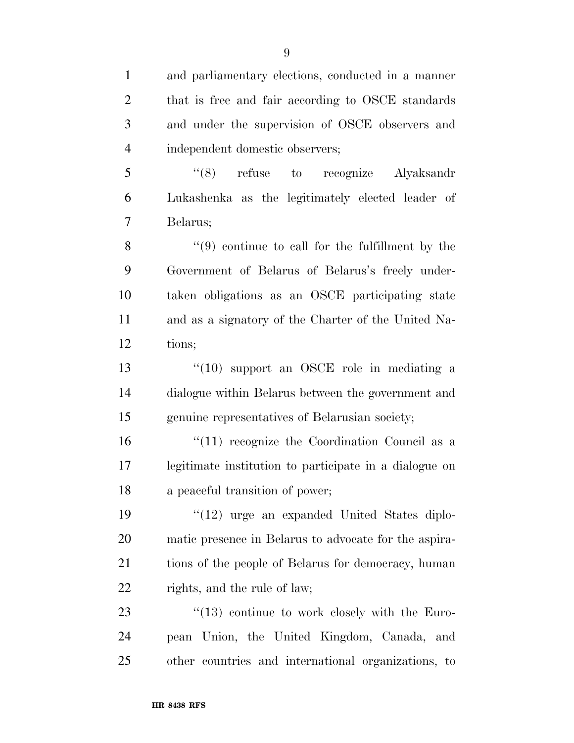and parliamentary elections, conducted in a manner that is free and fair according to OSCE standards and under the supervision of OSCE observers and independent domestic observers;

"(8) refuse to recognize Alyaksandr Lukashenka as the legitimately elected leader of Belarus;

"(9) continue to call for the fulfillment by the Government of Belarus of Belarus's freely undertaken obligations as an OSCE participating state and as a signatory of the Charter of the United Nations;

"(10) support an OSCE role in mediating a dialogue within Belarus between the government and genuine representatives of Belarusian society;

"(11) recognize the Coordination Council as a legitimate institution to participate in a dialogue on a peaceful transition of power;

"(12) urge an expanded United States diplomatic presence in Belarus to advocate for the aspirations of the people of Belarus for democracy, human rights, and the rule of law;

"(13) continue to work closely with the European Union, the United Kingdom, Canada, and other countries and international organizations, to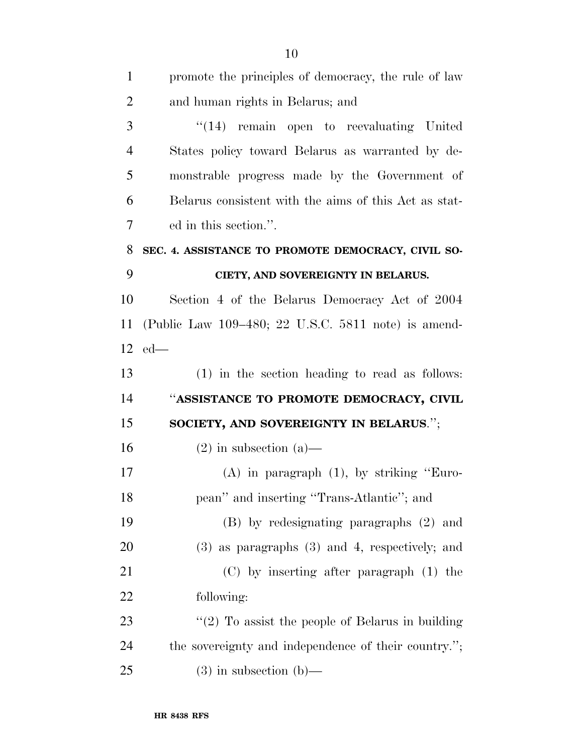promote the principles of democracy, the rule of law and human rights in Belarus; and

"(14) remain open to reevaluating United States policy toward Belarus as warranted by demonstrable progress made by the Government of Belarus consistent with the aims of this Act as stated in this section.".

**SEC. 4. ASSISTANCE TO PROMOTE DEMOCRACY, CIVIL SOCIETY, AND SOVEREIGNTY IN BELARUS.**

Section 4 of the Belarus Democracy Act of 2004 (Public Law 109–480; 22 U.S.C. 5811 note) is amended—

(1) in the section heading to read as follows: "**ASSISTANCE TO PROMOTE DEMOCRACY, CIVIL SOCIETY, AND SOVEREIGNTY IN BELARUS**.";

(2) in subsection (a)—

(A) in paragraph (1), by striking "European" and inserting "Trans-Atlantic"; and

(B) by redesignating paragraphs (2) and (3) as paragraphs (3) and 4, respectively; and

(C) by inserting after paragraph (1) the following:

"(2) To assist the people of Belarus in building the sovereignty and independence of their country.";

(3) in subsection (b)—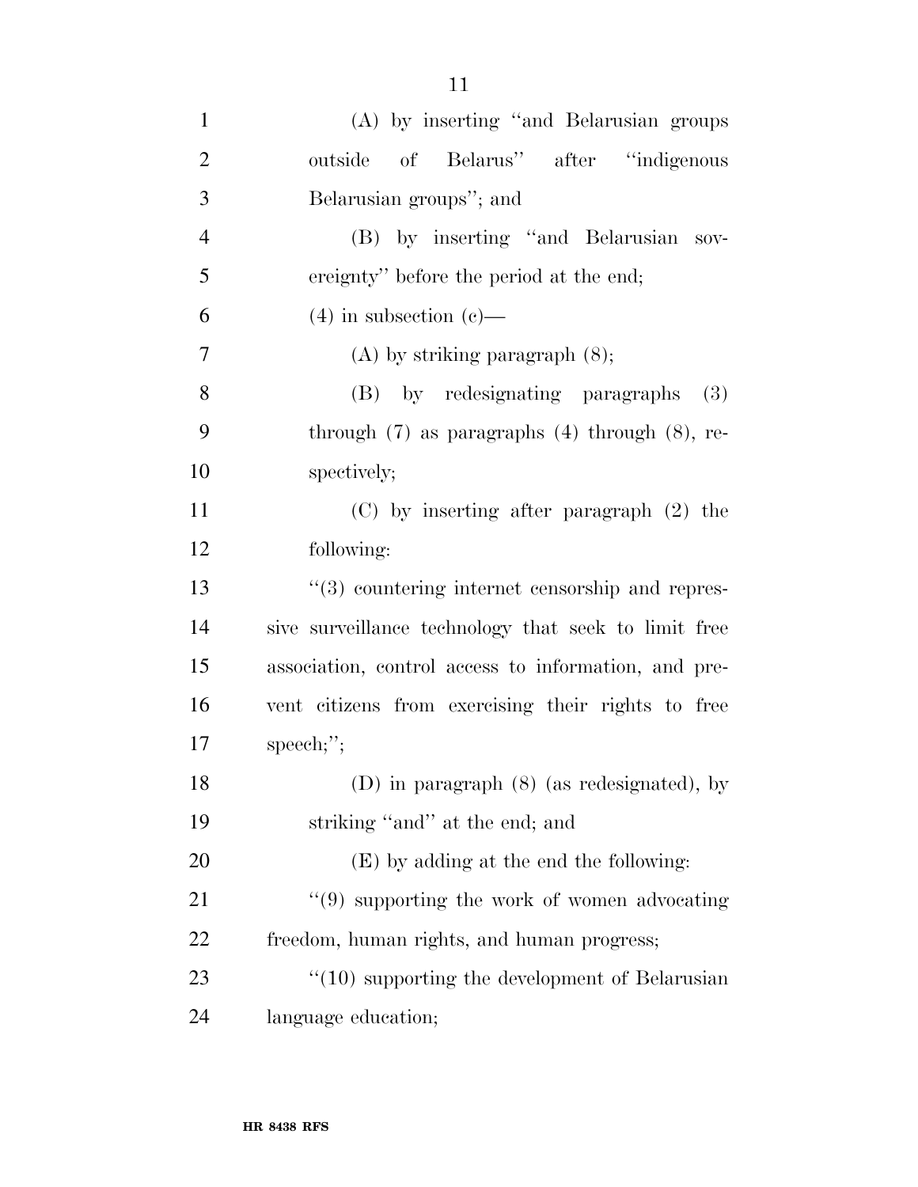(A) by inserting "and Belarusian groups outside of Belarus" after "indigenous Belarusian groups"; and

(B) by inserting "and Belarusian sovereignty" before the period at the end;

(4) in subsection (c)—

(A) by striking paragraph (8);

(B) by redesignating paragraphs (3) through (7) as paragraphs (4) through (8), respectively;

(C) by inserting after paragraph (2) the following:

"(3) countering internet censorship and repressive surveillance technology that seek to limit free association, control access to information, and prevent citizens from exercising their rights to free speech;";

(D) in paragraph (8) (as redesignated), by striking "and" at the end; and

(E) by adding at the end the following:

"(9) supporting the work of women advocating freedom, human rights, and human progress;

"(10) supporting the development of Belarusian language education;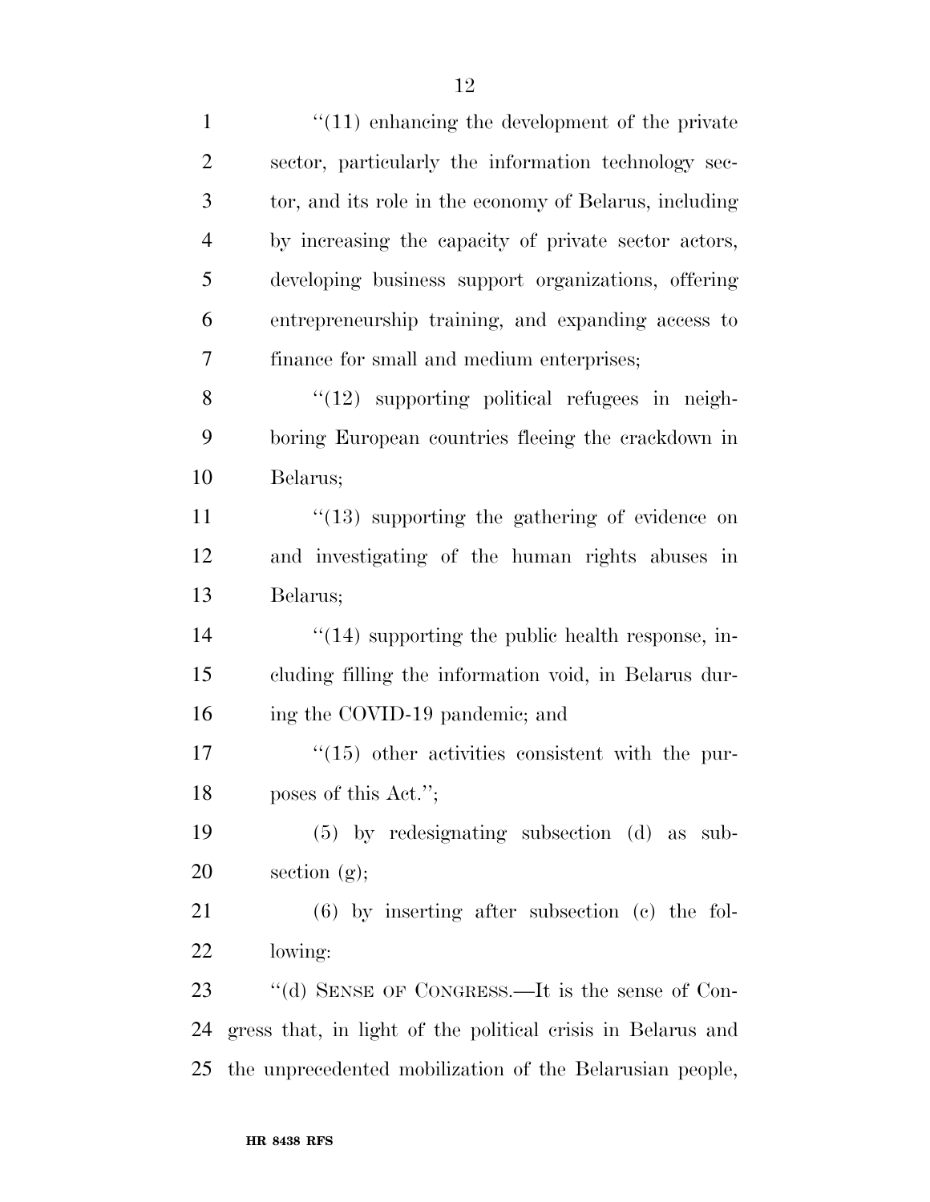''(11) enhancing the development of the private sector, particularly the information technology sector, and its role in the economy of Belarus, including by increasing the capacity of private sector actors, developing business support organizations, offering entrepreneurship training, and expanding access to finance for small and medium enterprises;

''(12) supporting political refugees in neighboring European countries fleeing the crackdown in Belarus;

''(13) supporting the gathering of evidence on and investigating of the human rights abuses in Belarus;

''(14) supporting the public health response, including filling the information void, in Belarus during the COVID-19 pandemic; and

''(15) other activities consistent with the purposes of this Act.'';

(5) by redesignating subsection (d) as subsection (g);

(6) by inserting after subsection (c) the following:

''(d) SENSE OF CONGRESS.—It is the sense of Congress that, in light of the political crisis in Belarus and the unprecedented mobilization of the Belarusian people,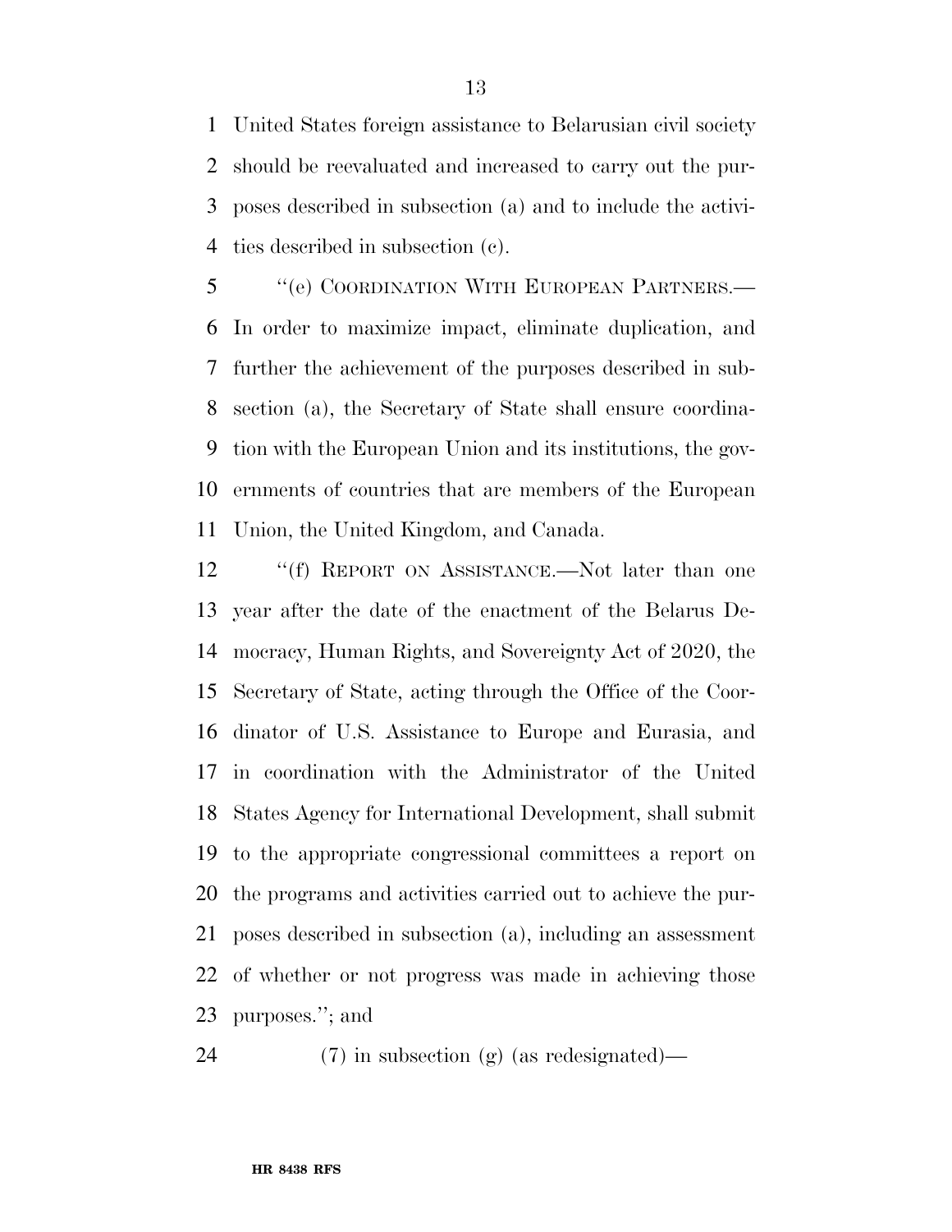United States foreign assistance to Belarusian civil society should be reevaluated and increased to carry out the purposes described in subsection (a) and to include the activities described in subsection (c).

"(e) COORDINATION WITH EUROPEAN PARTNERS.—In order to maximize impact, eliminate duplication, and further the achievement of the purposes described in subsection (a), the Secretary of State shall ensure coordination with the European Union and its institutions, the governments of countries that are members of the European Union, the United Kingdom, and Canada.

"(f) REPORT ON ASSISTANCE.—Not later than one year after the date of the enactment of the Belarus Democracy, Human Rights, and Sovereignty Act of 2020, the Secretary of State, acting through the Office of the Coordinator of U.S. Assistance to Europe and Eurasia, and in coordination with the Administrator of the United States Agency for International Development, shall submit to the appropriate congressional committees a report on the programs and activities carried out to achieve the purposes described in subsection (a), including an assessment of whether or not progress was made in achieving those purposes."; and

(7) in subsection (g) (as redesignated)—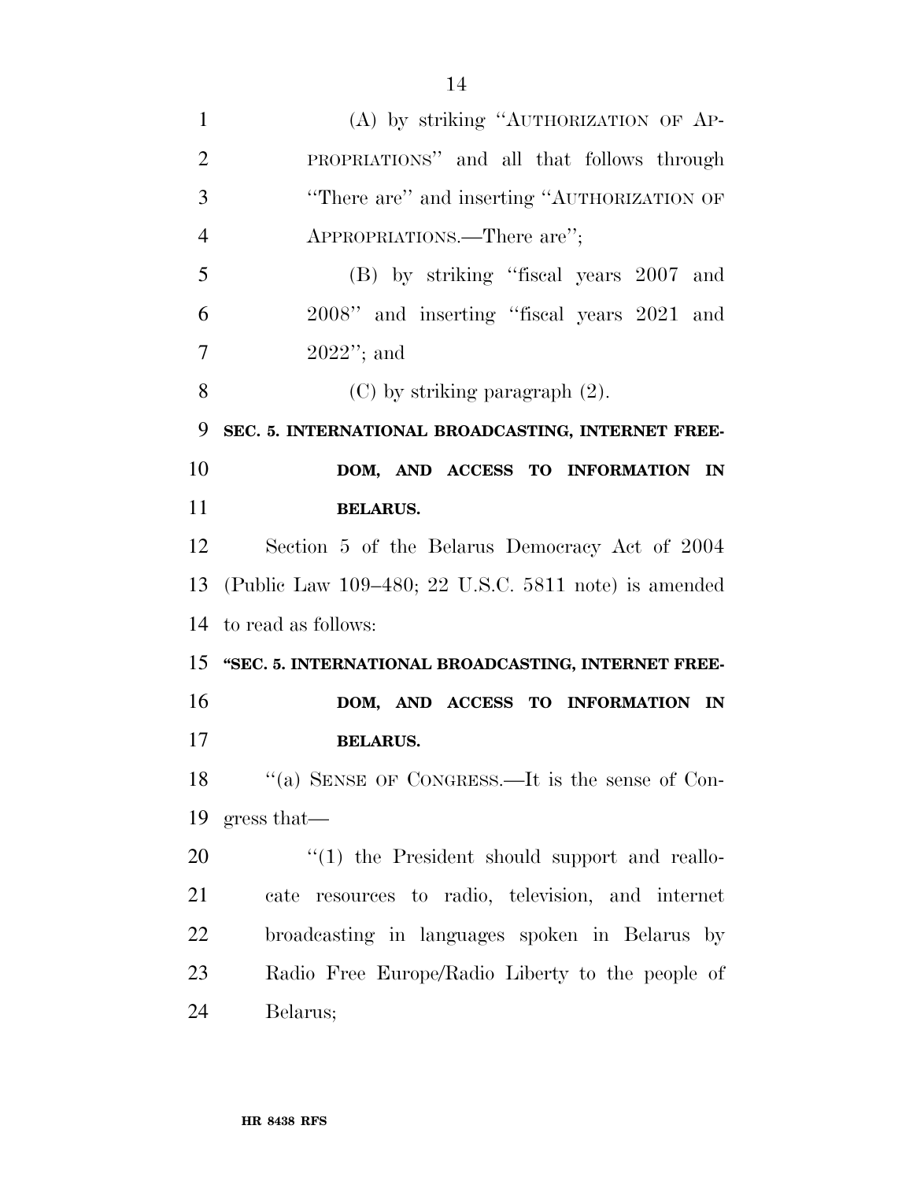(A) by striking "AUTHORIZATION OF APPROPRIATIONS" and all that follows through "There are" and inserting "AUTHORIZATION OF APPROPRIATIONS.—There are";

(B) by striking "fiscal years 2007 and 2008" and inserting "fiscal years 2021 and 2022"; and

(C) by striking paragraph (2).

**SEC. 5. INTERNATIONAL BROADCASTING, INTERNET FREEDOM, AND ACCESS TO INFORMATION IN BELARUS.**

Section 5 of the Belarus Democracy Act of 2004 (Public Law 109–480; 22 U.S.C. 5811 note) is amended to read as follows:

**"SEC. 5. INTERNATIONAL BROADCASTING, INTERNET FREEDOM, AND ACCESS TO INFORMATION IN BELARUS.**

"(a) SENSE OF CONGRESS.—It is the sense of Congress that—

"(1) the President should support and reallocate resources to radio, television, and internet broadcasting in languages spoken in Belarus by Radio Free Europe/Radio Liberty to the people of Belarus;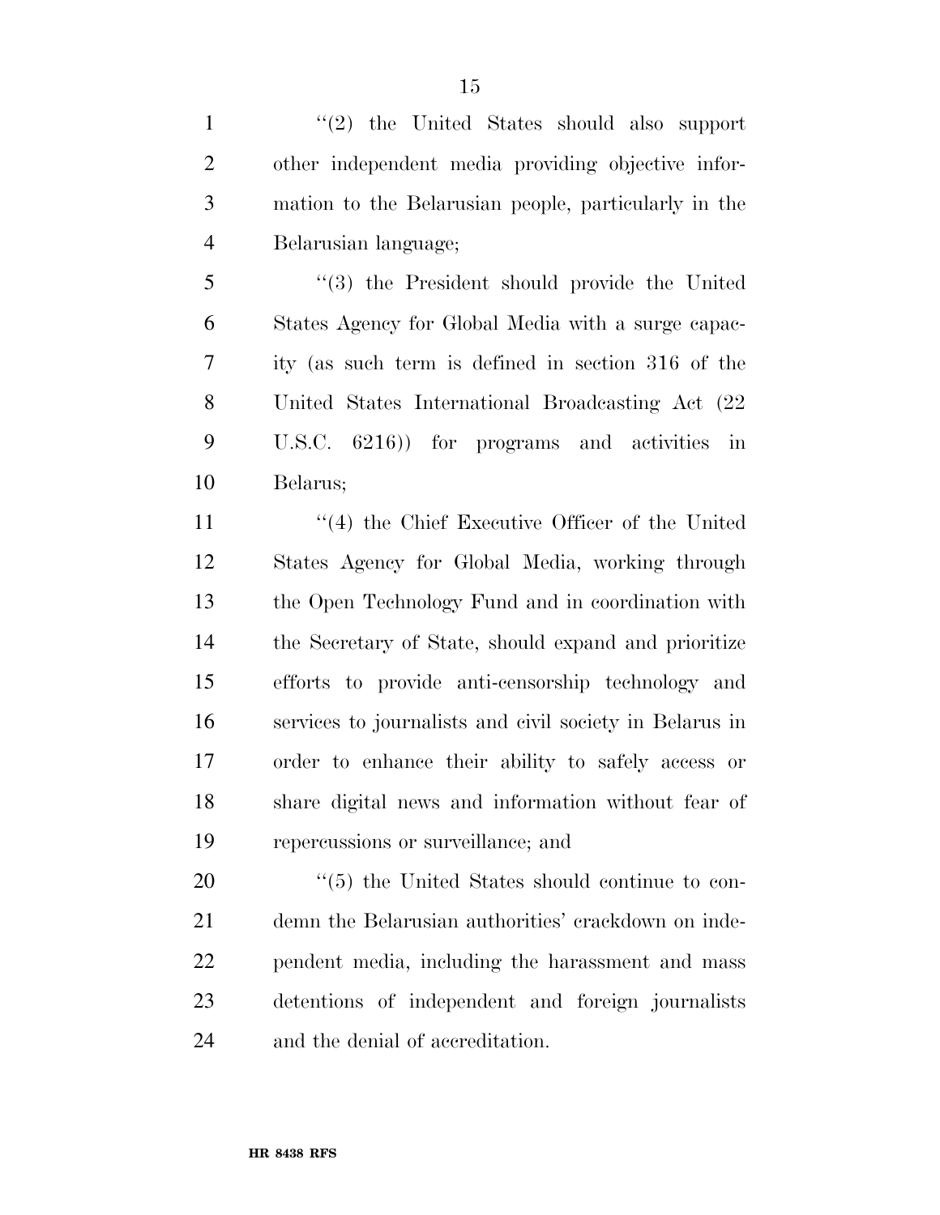''(2) the United States should also support other independent media providing objective information to the Belarusian people, particularly in the Belarusian language;

''(3) the President should provide the United States Agency for Global Media with a surge capacity (as such term is defined in section 316 of the United States International Broadcasting Act (22 U.S.C. 6216)) for programs and activities in Belarus;

''(4) the Chief Executive Officer of the United States Agency for Global Media, working through the Open Technology Fund and in coordination with the Secretary of State, should expand and prioritize efforts to provide anti-censorship technology and services to journalists and civil society in Belarus in order to enhance their ability to safely access or share digital news and information without fear of repercussions or surveillance; and

''(5) the United States should continue to condemn the Belarusian authorities' crackdown on independent media, including the harassment and mass detentions of independent and foreign journalists and the denial of accreditation.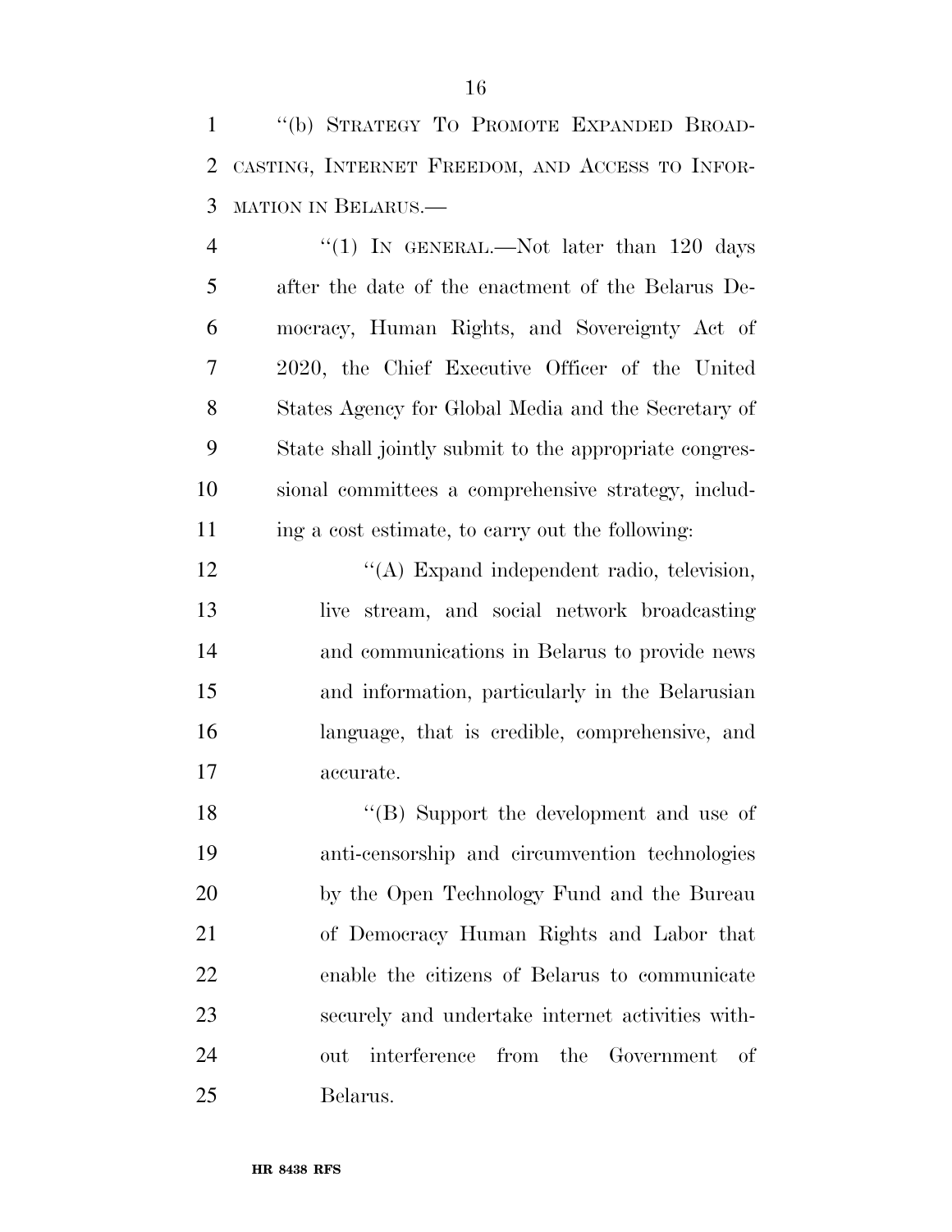"(b) STRATEGY TO PROMOTE EXPANDED BROADCASTING, INTERNET FREEDOM, AND ACCESS TO INFORMATION IN BELARUS.—

"(1) IN GENERAL.—Not later than 120 days after the date of the enactment of the Belarus Democracy, Human Rights, and Sovereignty Act of 2020, the Chief Executive Officer of the United States Agency for Global Media and the Secretary of State shall jointly submit to the appropriate congressional committees a comprehensive strategy, including a cost estimate, to carry out the following:

"(A) Expand independent radio, television, live stream, and social network broadcasting and communications in Belarus to provide news and information, particularly in the Belarusian language, that is credible, comprehensive, and accurate.

"(B) Support the development and use of anti-censorship and circumvention technologies by the Open Technology Fund and the Bureau of Democracy Human Rights and Labor that enable the citizens of Belarus to communicate securely and undertake internet activities without interference from the Government of Belarus.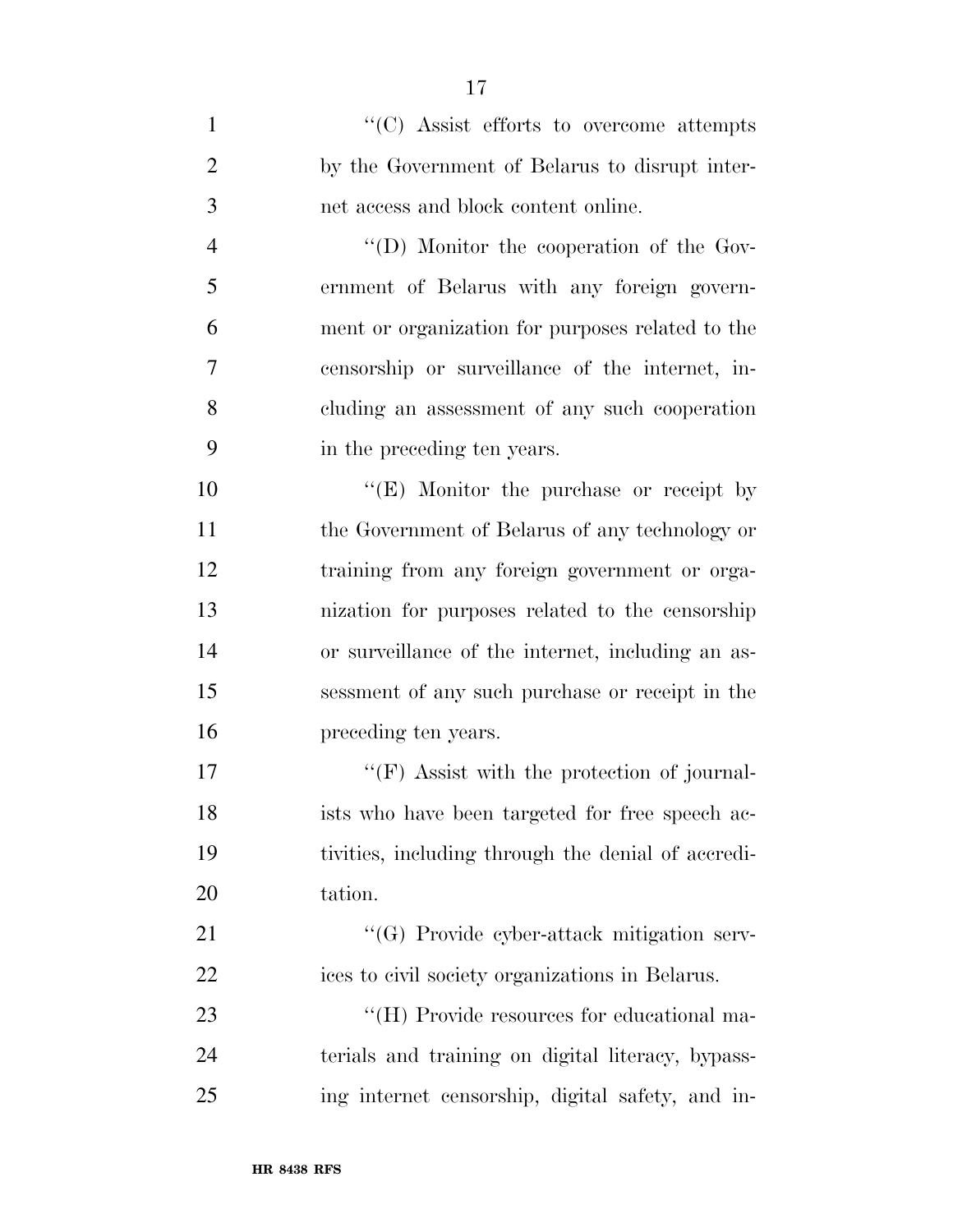''(C) Assist efforts to overcome attempts by the Government of Belarus to disrupt internet access and block content online.

''(D) Monitor the cooperation of the Government of Belarus with any foreign government or organization for purposes related to the censorship or surveillance of the internet, including an assessment of any such cooperation in the preceding ten years.

''(E) Monitor the purchase or receipt by the Government of Belarus of any technology or training from any foreign government or organization for purposes related to the censorship or surveillance of the internet, including an assessment of any such purchase or receipt in the preceding ten years.

''(F) Assist with the protection of journalists who have been targeted for free speech activities, including through the denial of accreditation.

''(G) Provide cyber-attack mitigation services to civil society organizations in Belarus.

''(H) Provide resources for educational materials and training on digital literacy, bypassing internet censorship, digital safety, and in-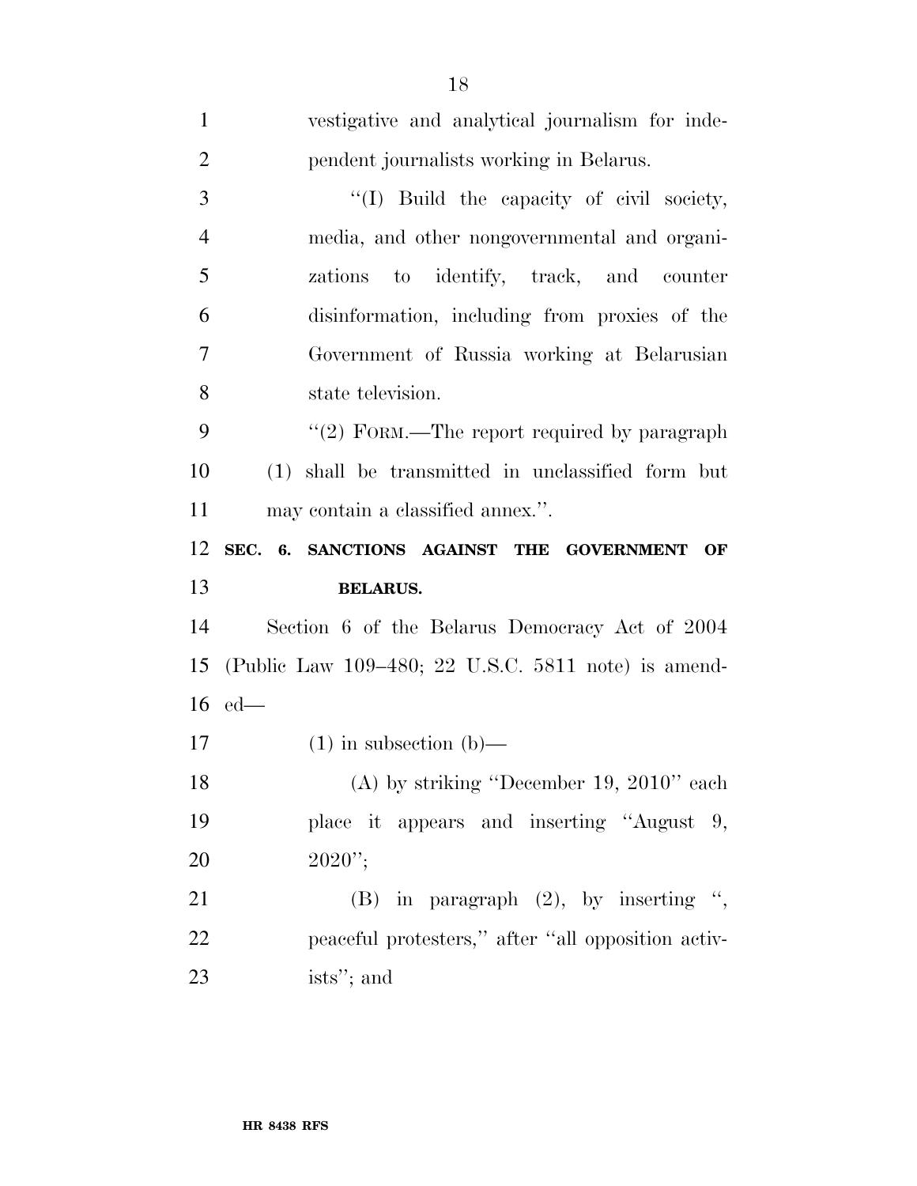vestigative and analytical journalism for independent journalists working in Belarus.

"(I) Build the capacity of civil society, media, and other nongovernmental and organizations to identify, track, and counter disinformation, including from proxies of the Government of Russia working at Belarusian state television.

"(2) FORM.—The report required by paragraph (1) shall be transmitted in unclassified form but may contain a classified annex.".

**SEC. 6. SANCTIONS AGAINST THE GOVERNMENT OF BELARUS.**

Section 6 of the Belarus Democracy Act of 2004 (Public Law 109–480; 22 U.S.C. 5811 note) is amended—

(1) in subsection (b)—

(A) by striking "December 19, 2010" each place it appears and inserting "August 9, 2020";

(B) in paragraph (2), by inserting ", peaceful protesters," after "all opposition activists"; and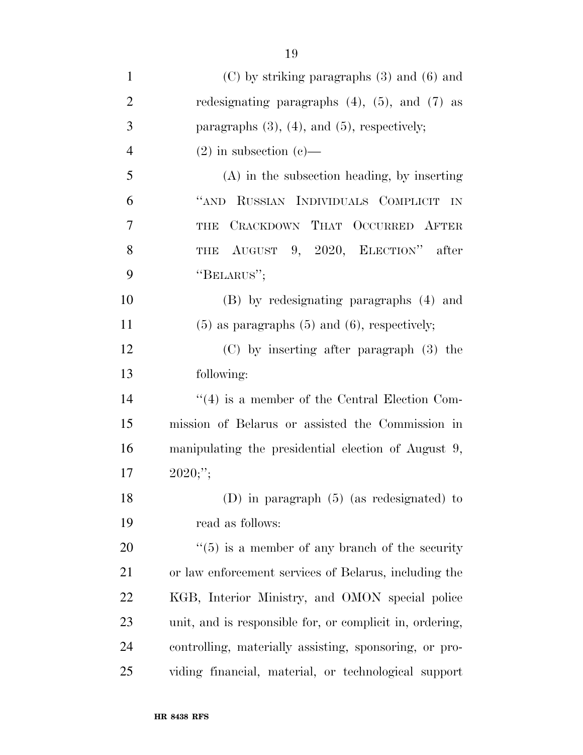(C) by striking paragraphs (3) and (6) and redesignating paragraphs (4), (5), and (7) as paragraphs (3), (4), and (5), respectively;

(2) in subsection (c)—

(A) in the subsection heading, by inserting "AND RUSSIAN INDIVIDUALS COMPLICIT IN THE CRACKDOWN THAT OCCURRED AFTER THE AUGUST 9, 2020, ELECTION" after "BELARUS";

(B) by redesignating paragraphs (4) and (5) as paragraphs (5) and (6), respectively;

(C) by inserting after paragraph (3) the following:

"(4) is a member of the Central Election Commission of Belarus or assisted the Commission in manipulating the presidential election of August 9, 2020;";

(D) in paragraph (5) (as redesignated) to read as follows:

"(5) is a member of any branch of the security or law enforcement services of Belarus, including the KGB, Interior Ministry, and OMON special police unit, and is responsible for, or complicit in, ordering, controlling, materially assisting, sponsoring, or providing financial, material, or technological support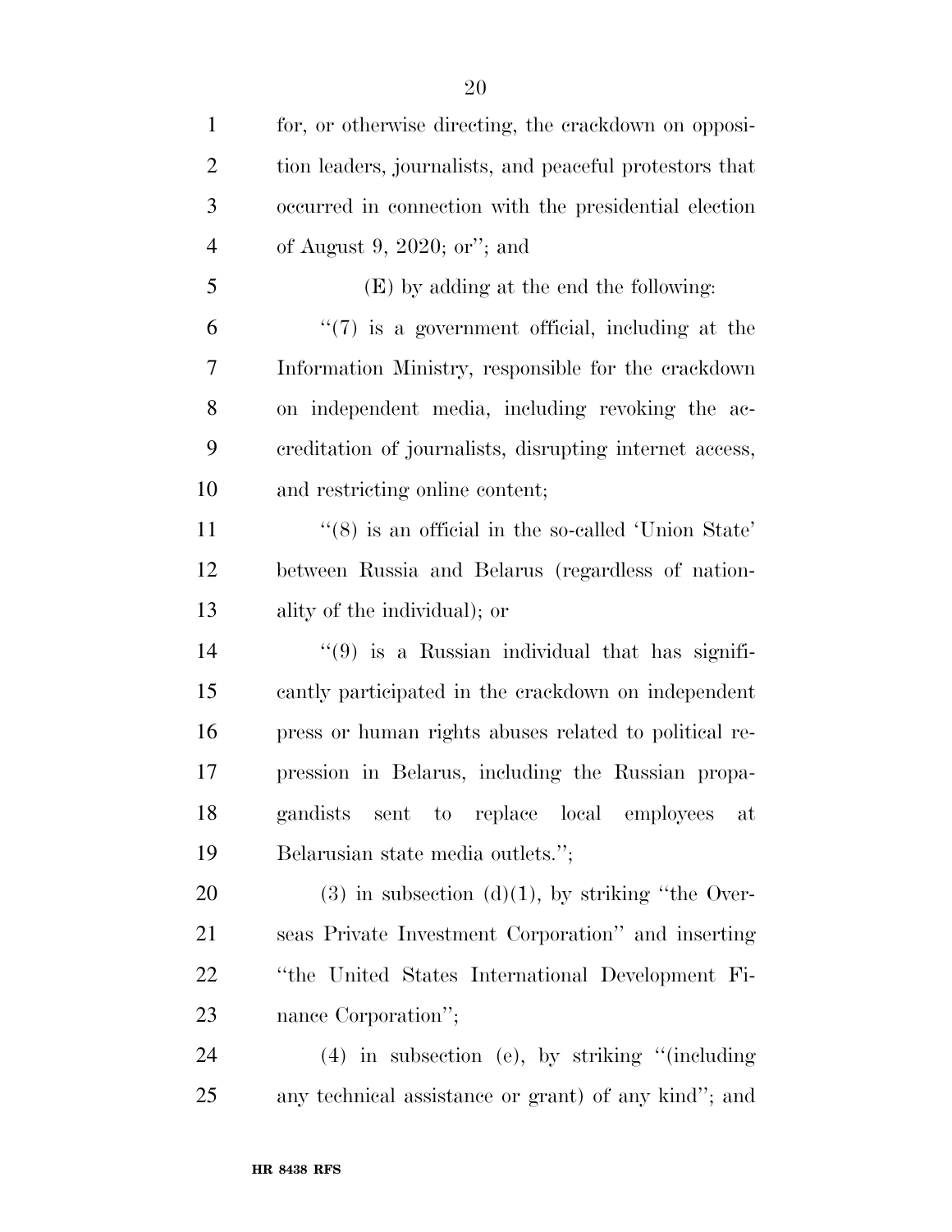for, or otherwise directing, the crackdown on opposition leaders, journalists, and peaceful protestors that occurred in connection with the presidential election of August 9, 2020; or''; and

(E) by adding at the end the following:

''(7) is a government official, including at the Information Ministry, responsible for the crackdown on independent media, including revoking the accreditation of journalists, disrupting internet access, and restricting online content;

''(8) is an official in the so-called 'Union State' between Russia and Belarus (regardless of nationality of the individual); or

''(9) is a Russian individual that has significantly participated in the crackdown on independent press or human rights abuses related to political repression in Belarus, including the Russian propagandists sent to replace local employees at Belarusian state media outlets.'';

(3) in subsection (d)(1), by striking ''the Overseas Private Investment Corporation'' and inserting ''the United States International Development Finance Corporation'';

(4) in subsection (e), by striking ''(including any technical assistance or grant) of any kind''; and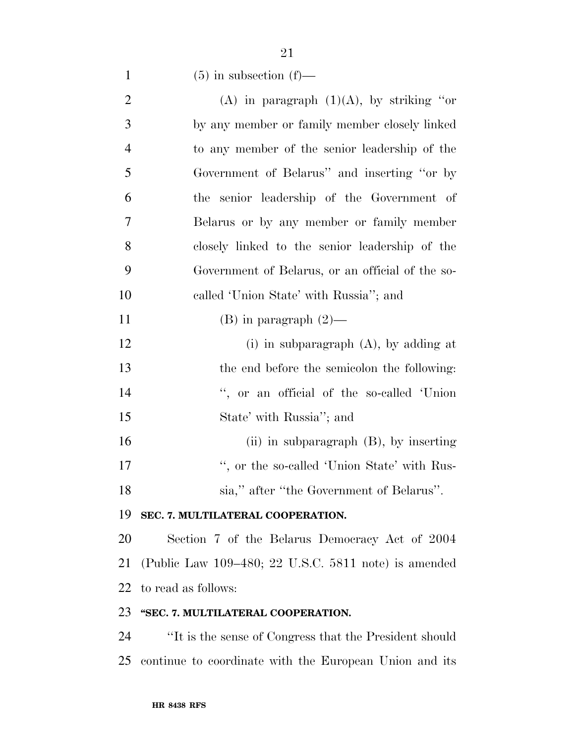(5) in subsection (f)—

(A) in paragraph (1)(A), by striking "or by any member or family member closely linked to any member of the senior leadership of the Government of Belarus" and inserting "or by the senior leadership of the Government of Belarus or by any member or family member closely linked to the senior leadership of the Government of Belarus, or an official of the so-called 'Union State' with Russia"; and

(B) in paragraph (2)—

(i) in subparagraph (A), by adding at the end before the semicolon the following: ", or an official of the so-called 'Union State' with Russia"; and

(ii) in subparagraph (B), by inserting ", or the so-called 'Union State' with Russia," after "the Government of Belarus".

**SEC. 7. MULTILATERAL COOPERATION.**

Section 7 of the Belarus Democracy Act of 2004 (Public Law 109–480; 22 U.S.C. 5811 note) is amended to read as follows:

**"SEC. 7. MULTILATERAL COOPERATION.**

"It is the sense of Congress that the President should continue to coordinate with the European Union and its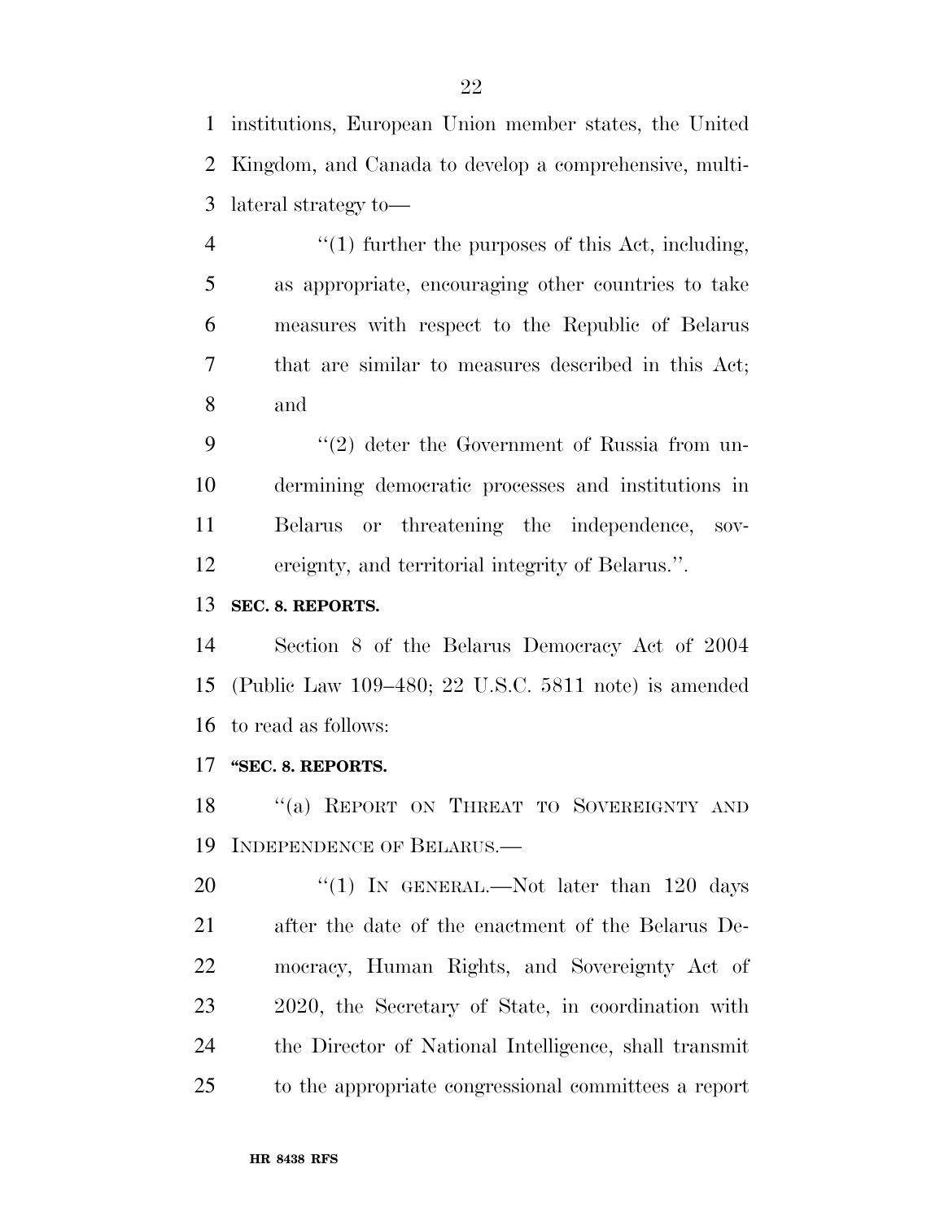institutions, European Union member states, the United Kingdom, and Canada to develop a comprehensive, multilateral strategy to—

''(1) further the purposes of this Act, including, as appropriate, encouraging other countries to take measures with respect to the Republic of Belarus that are similar to measures described in this Act; and

''(2) deter the Government of Russia from undermining democratic processes and institutions in Belarus or threatening the independence, sovereignty, and territorial integrity of Belarus.''.

**SEC. 8. REPORTS.**

Section 8 of the Belarus Democracy Act of 2004 (Public Law 109–480; 22 U.S.C. 5811 note) is amended to read as follows:

**''SEC. 8. REPORTS.**

''(a) REPORT ON THREAT TO SOVEREIGNTY AND INDEPENDENCE OF BELARUS.—

''(1) IN GENERAL.—Not later than 120 days after the date of the enactment of the Belarus Democracy, Human Rights, and Sovereignty Act of 2020, the Secretary of State, in coordination with the Director of National Intelligence, shall transmit to the appropriate congressional committees a report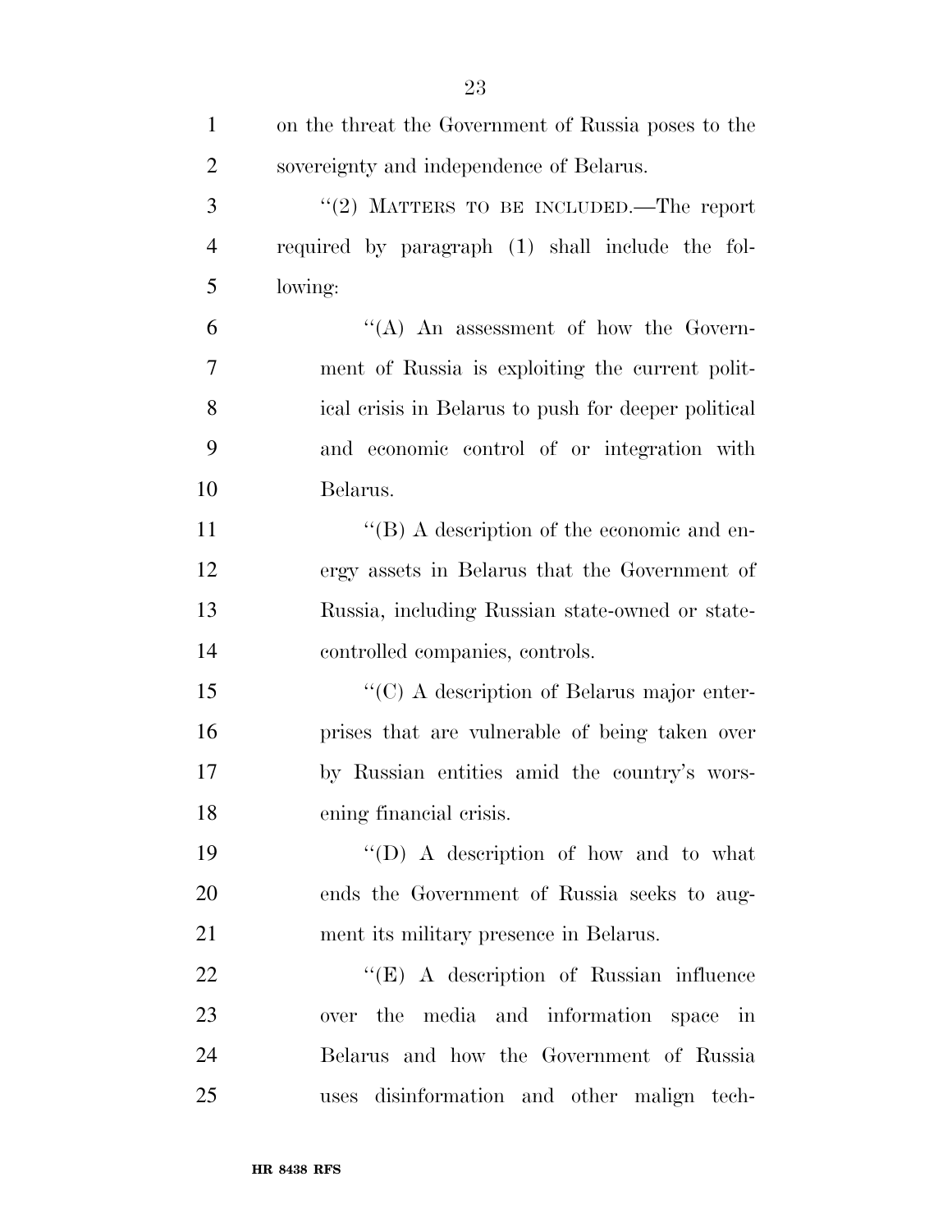on the threat the Government of Russia poses to the sovereignty and independence of Belarus.

"(2) MATTERS TO BE INCLUDED.—The report required by paragraph (1) shall include the following:

"(A) An assessment of how the Government of Russia is exploiting the current political crisis in Belarus to push for deeper political and economic control of or integration with Belarus.

"(B) A description of the economic and energy assets in Belarus that the Government of Russia, including Russian state-owned or state-controlled companies, controls.

"(C) A description of Belarus major enterprises that are vulnerable of being taken over by Russian entities amid the country's worsening financial crisis.

"(D) A description of how and to what ends the Government of Russia seeks to augment its military presence in Belarus.

"(E) A description of Russian influence over the media and information space in Belarus and how the Government of Russia uses disinformation and other malign tech-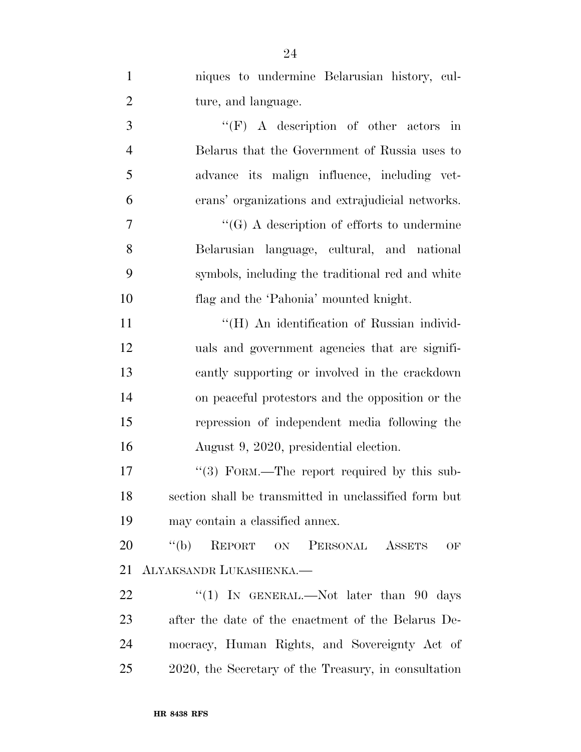niques to undermine Belarusian history, culture, and language.

"(F) A description of other actors in Belarus that the Government of Russia uses to advance its malign influence, including veterans' organizations and extrajudicial networks.

"(G) A description of efforts to undermine Belarusian language, cultural, and national symbols, including the traditional red and white flag and the 'Pahonia' mounted knight.

"(H) An identification of Russian individuals and government agencies that are significantly supporting or involved in the crackdown on peaceful protestors and the opposition or the repression of independent media following the August 9, 2020, presidential election.

"(3) FORM.—The report required by this subsection shall be transmitted in unclassified form but may contain a classified annex.

"(b) REPORT ON PERSONAL ASSETS OF ALYAKSANDR LUKASHENKA.—

"(1) IN GENERAL.—Not later than 90 days after the date of the enactment of the Belarus Democracy, Human Rights, and Sovereignty Act of 2020, the Secretary of the Treasury, in consultation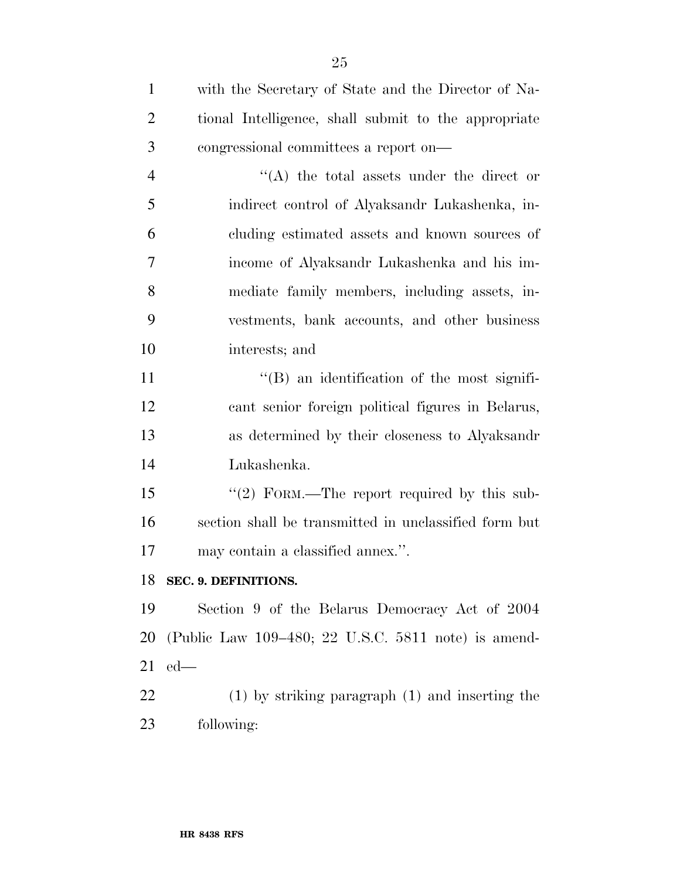with the Secretary of State and the Director of National Intelligence, shall submit to the appropriate congressional committees a report on—

''(A) the total assets under the direct or indirect control of Alyaksandr Lukashenka, including estimated assets and known sources of income of Alyaksandr Lukashenka and his immediate family members, including assets, investments, bank accounts, and other business interests; and

''(B) an identification of the most significant senior foreign political figures in Belarus, as determined by their closeness to Alyaksandr Lukashenka.

''(2) FORM.—The report required by this subsection shall be transmitted in unclassified form but may contain a classified annex.''.

**SEC. 9. DEFINITIONS.**

Section 9 of the Belarus Democracy Act of 2004 (Public Law 109–480; 22 U.S.C. 5811 note) is amended—

(1) by striking paragraph (1) and inserting the following: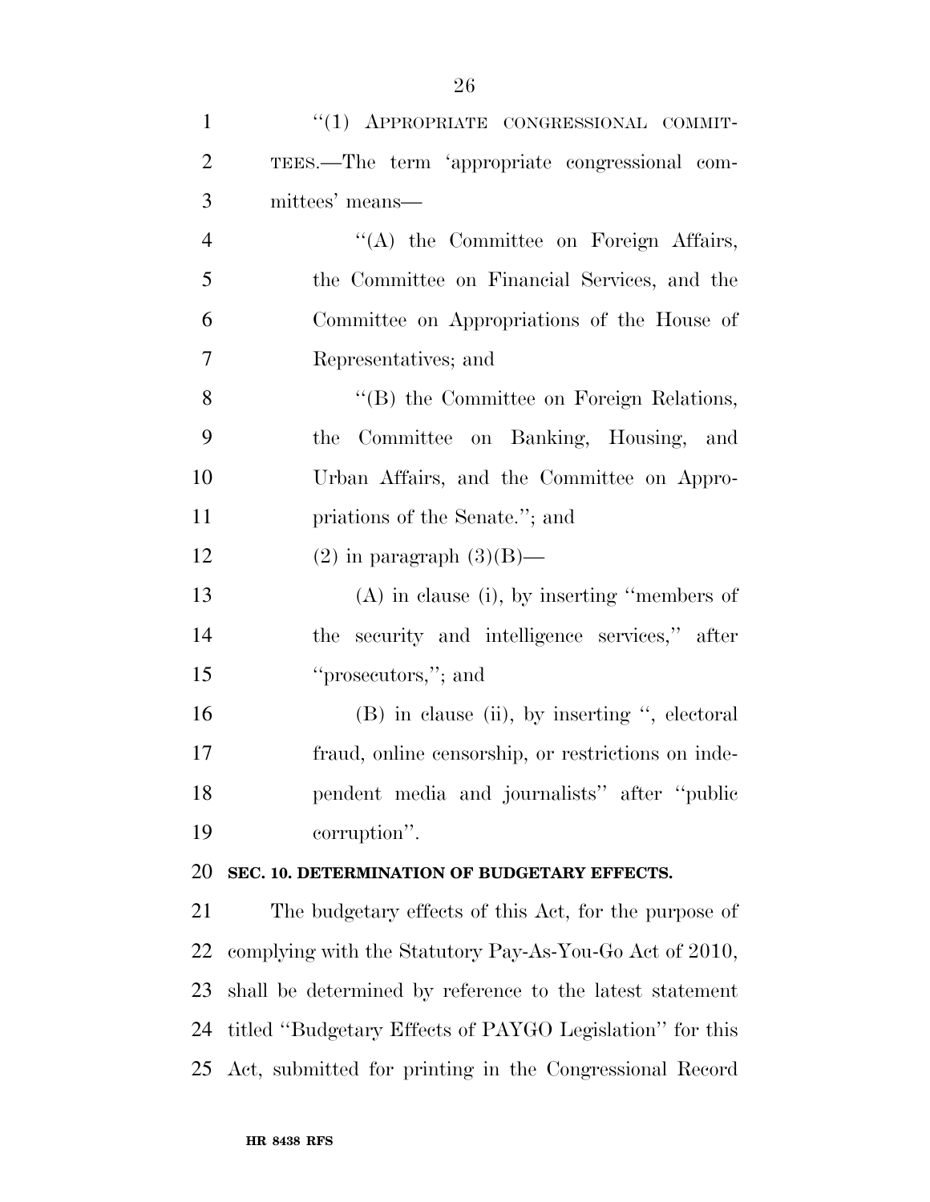"(1) APPROPRIATE CONGRESSIONAL COMMITTEES.—The term 'appropriate congressional committees' means—

"(A) the Committee on Foreign Affairs, the Committee on Financial Services, and the Committee on Appropriations of the House of Representatives; and

"(B) the Committee on Foreign Relations, the Committee on Banking, Housing, and Urban Affairs, and the Committee on Appropriations of the Senate."; and

(2) in paragraph (3)(B)—

(A) in clause (i), by inserting "members of the security and intelligence services," after "prosecutors,"; and

(B) in clause (ii), by inserting ", electoral fraud, online censorship, or restrictions on independent media and journalists" after "public corruption".

**SEC. 10. DETERMINATION OF BUDGETARY EFFECTS.**

The budgetary effects of this Act, for the purpose of complying with the Statutory Pay-As-You-Go Act of 2010, shall be determined by reference to the latest statement titled "Budgetary Effects of PAYGO Legislation" for this Act, submitted for printing in the Congressional Record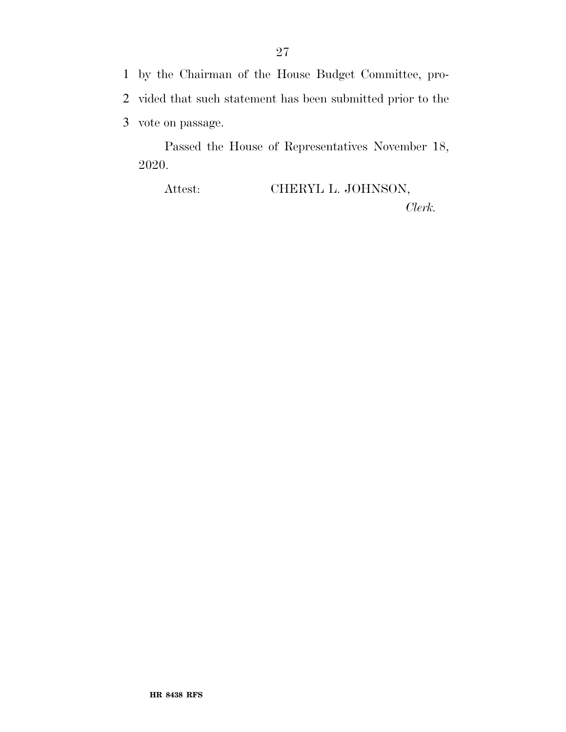by the Chairman of the House Budget Committee, provided that such statement has been submitted prior to the vote on passage.

Passed the House of Representatives November 18, 2020.

Attest: CHERYL L. JOHNSON,

*Clerk.*